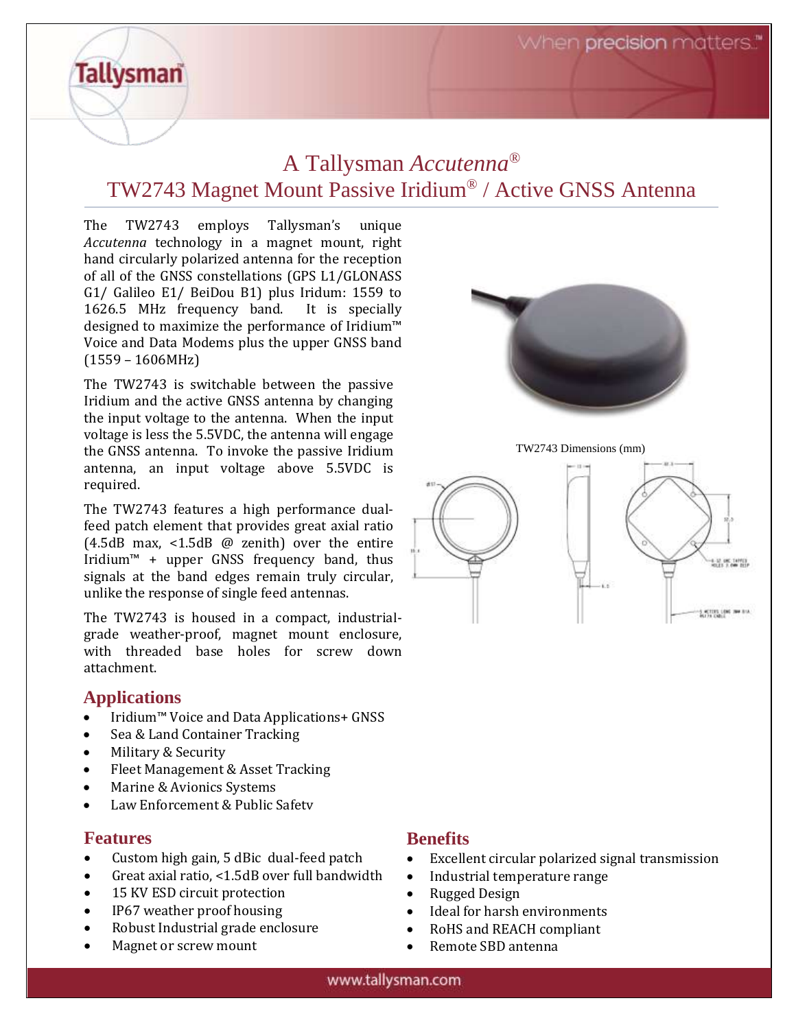# A Tallysman *Accutenna*®

# TW2743 Magnet Mount Passive Iridium® / Active GNSS Antenna

The TW2743 employs Tallysman's unique *Accutenna* technology in a magnet mount, right hand circularly polarized antenna for the reception of all of the GNSS constellations (GPS L1/GLONASS G1/ Galileo E1/ BeiDou B1) plus Iridum: 1559 to 1626.5 MHz frequency band. It is specially designed to maximize the performance of Iridium™ Voice and Data Modems plus the upper GNSS band (1559 – 1606MHz)

The TW2743 is switchable between the passive Iridium and the active GNSS antenna by changing the input voltage to the antenna. When the input voltage is less the 5.5VDC, the antenna will engage the GNSS antenna. To invoke the passive Iridium antenna, an input voltage above 5.5VDC is required.

The TW2743 features a high performance dual-feed patch element that provides great axial ratio (4.5dB max, <1.5dB @ zenith) over the entire Iridium™ + upper GNSS frequency band, thus signals at the band edges remain truly circular, unlike the response of single feed antennas.

The TW2743 is housed in a compact, industrial-grade weather-proof, magnet mount enclosure, with threaded base holes for screw down attachment.

TW2743 Dimensions (mm)

## Applications

- Iridium™ Voice and Data Applications+ GNSS
- Sea & Land Container Tracking
- Military & Security
- Fleet Management & Asset Tracking
- Marine & Avionics Systems
- Law Enforcement & Public Safetv

## Features

- Custom high gain, 5 dBic dual-feed patch
- Great axial ratio, <1.5dB over full bandwidth
- 15 KV ESD circuit protection
- IP67 weather proof housing
- Robust Industrial grade enclosure
- Magnet or screw mount

## Benefits

- Excellent circular polarized signal transmission
- Industrial temperature range
- Rugged Design
- Ideal for harsh environments
- RoHS and REACH compliant
- Remote SBD antenna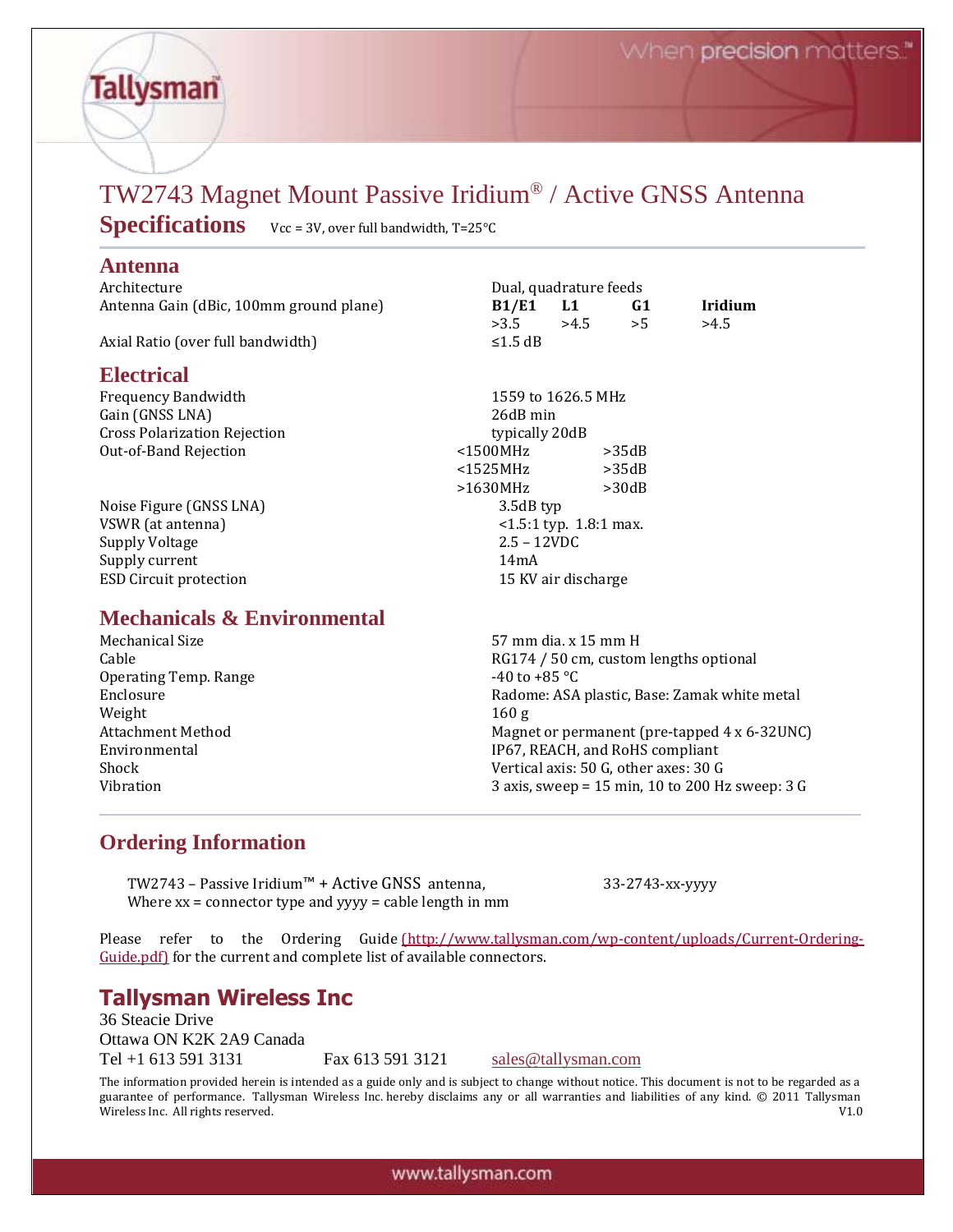# TW2743 Magnet Mount Passive Iridium® / Active GNSS Antenna

## Specifications

Vcc = 3V, over full bandwidth, T=25°C

### Antenna

| | | | | |
|---|---|---|---|---|
| Architecture | Dual, quadrature feeds | | | |
| Antenna Gain (dBic, 100mm ground plane) | **B1/E1** | **L1** | **G1** | **Iridium** |
| | >3.5 | >4.5 | >5 | >4.5 |
| Axial Ratio (over full bandwidth) | ≤1.5 dB | | | |

### Electrical

| | | |
|---|---|---|
| Frequency Bandwidth | 1559 to 1626.5 MHz | |
| Gain (GNSS LNA) | 26dB min | |
| Cross Polarization Rejection | typically 20dB | |
| Out-of-Band Rejection | <1500MHz | >35dB |
| | <1525MHz | >35dB |
| | >1630MHz | >30dB |
| Noise Figure (GNSS LNA) | 3.5dB typ | |
| VSWR (at antenna) | <1.5:1 typ. 1.8:1 max. | |
| Supply Voltage | 2.5 – 12VDC | |
| Supply current | 14mA | |
| ESD Circuit protection | 15 KV air discharge | |

### Mechanicals & Environmental

| | |
|---|---|
| Mechanical Size | 57 mm dia. x 15 mm H |
| Cable | RG174 / 50 cm, custom lengths optional |
| Operating Temp. Range | -40 to +85 °C |
| Enclosure | Radome: ASA plastic, Base: Zamak white metal |
| Weight | 160 g |
| Attachment Method | Magnet or permanent (pre-tapped 4 x 6-32UNC) |
| Environmental | IP67, REACH, and RoHS compliant |
| Shock | Vertical axis: 50 G, other axes: 30 G |
| Vibration | 3 axis, sweep = 15 min, 10 to 200 Hz sweep: 3 G |

## Ordering Information

TW2743 – Passive Iridium™ + Active GNSS antenna, 33-2743-xx-yyyy
Where xx = connector type and yyyy = cable length in mm

Please refer to the Ordering Guide (http://www.tallysman.com/wp-content/uploads/Current-Ordering-Guide.pdf) for the current and complete list of available connectors.

## Tallysman Wireless Inc

36 Steacie Drive
Ottawa ON K2K 2A9 Canada
Tel +1 613 591 3131 Fax 613 591 3121 sales@tallysman.com

The information provided herein is intended as a guide only and is subject to change without notice. This document is not to be regarded as a guarantee of performance. Tallysman Wireless Inc. hereby disclaims any or all warranties and liabilities of any kind. © 2011 Tallysman Wireless Inc. All rights reserved. V1.0